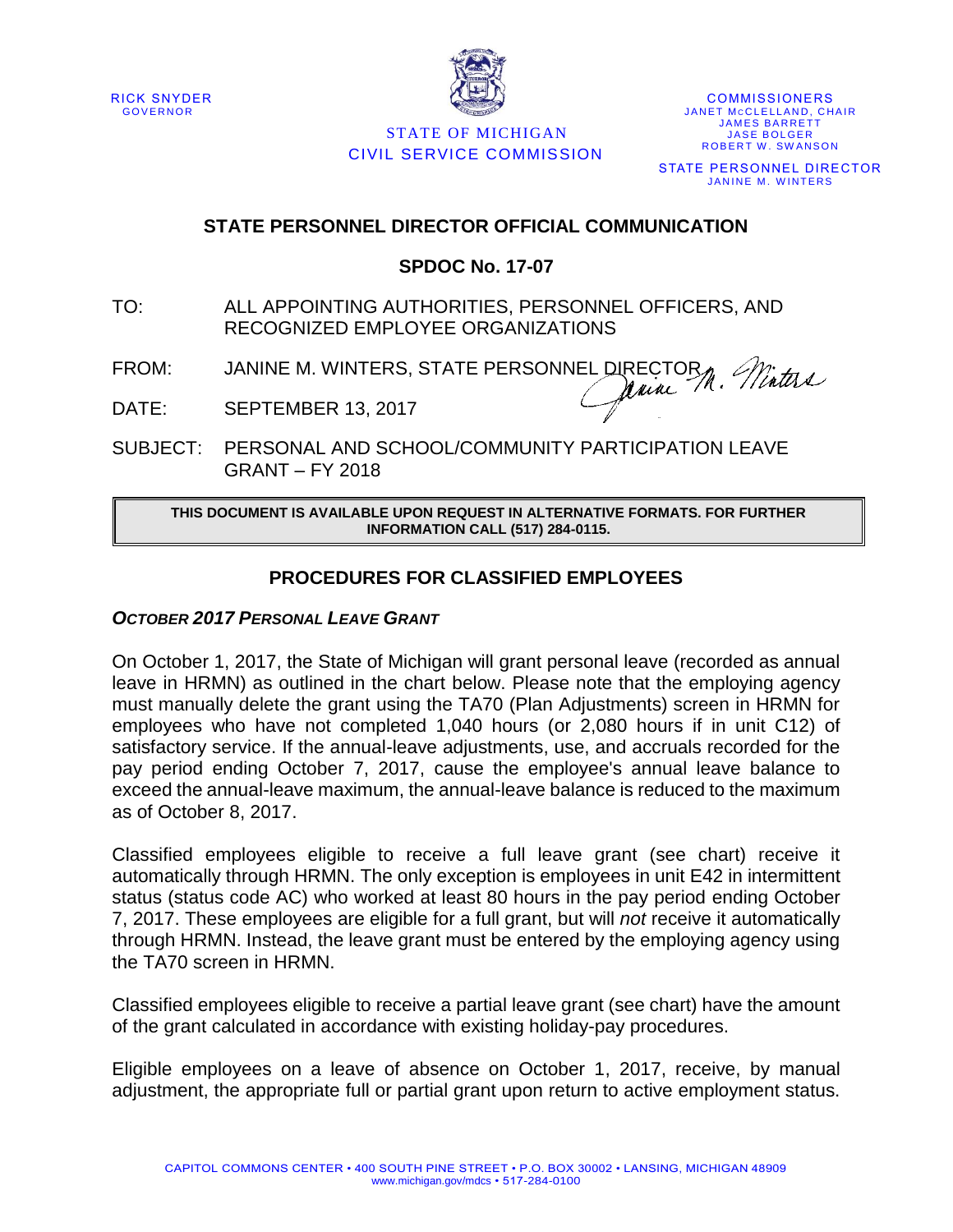RICK SNYDER
GOVERNOR

STATE OF MICHIGAN
CIVIL SERVICE COMMISSION

COMMISSIONERS
JANET McCLELLAND, CHAIR
JAMES BARRETT
JASE BOLGER
ROBERT W. SWANSON

STATE PERSONNEL DIRECTOR
JANINE M. WINTERS

## STATE PERSONNEL DIRECTOR OFFICIAL COMMUNICATION

### SPDOC No. 17-07

TO: ALL APPOINTING AUTHORITIES, PERSONNEL OFFICERS, AND RECOGNIZED EMPLOYEE ORGANIZATIONS

FROM: JANINE M. WINTERS, STATE PERSONNEL DIRECTOR

DATE: SEPTEMBER 13, 2017

SUBJECT: PERSONAL AND SCHOOL/COMMUNITY PARTICIPATION LEAVE GRANT – FY 2018

**THIS DOCUMENT IS AVAILABLE UPON REQUEST IN ALTERNATIVE FORMATS. FOR FURTHER INFORMATION CALL (517) 284-0115.**

## PROCEDURES FOR CLASSIFIED EMPLOYEES

### *OCTOBER 2017 PERSONAL LEAVE GRANT*

On October 1, 2017, the State of Michigan will grant personal leave (recorded as annual leave in HRMN) as outlined in the chart below. Please note that the employing agency must manually delete the grant using the TA70 (Plan Adjustments) screen in HRMN for employees who have not completed 1,040 hours (or 2,080 hours if in unit C12) of satisfactory service. If the annual-leave adjustments, use, and accruals recorded for the pay period ending October 7, 2017, cause the employee's annual leave balance to exceed the annual-leave maximum, the annual-leave balance is reduced to the maximum as of October 8, 2017.

Classified employees eligible to receive a full leave grant (see chart) receive it automatically through HRMN. The only exception is employees in unit E42 in intermittent status (status code AC) who worked at least 80 hours in the pay period ending October 7, 2017. These employees are eligible for a full grant, but will *not* receive it automatically through HRMN. Instead, the leave grant must be entered by the employing agency using the TA70 screen in HRMN.

Classified employees eligible to receive a partial leave grant (see chart) have the amount of the grant calculated in accordance with existing holiday-pay procedures.

Eligible employees on a leave of absence on October 1, 2017, receive, by manual adjustment, the appropriate full or partial grant upon return to active employment status.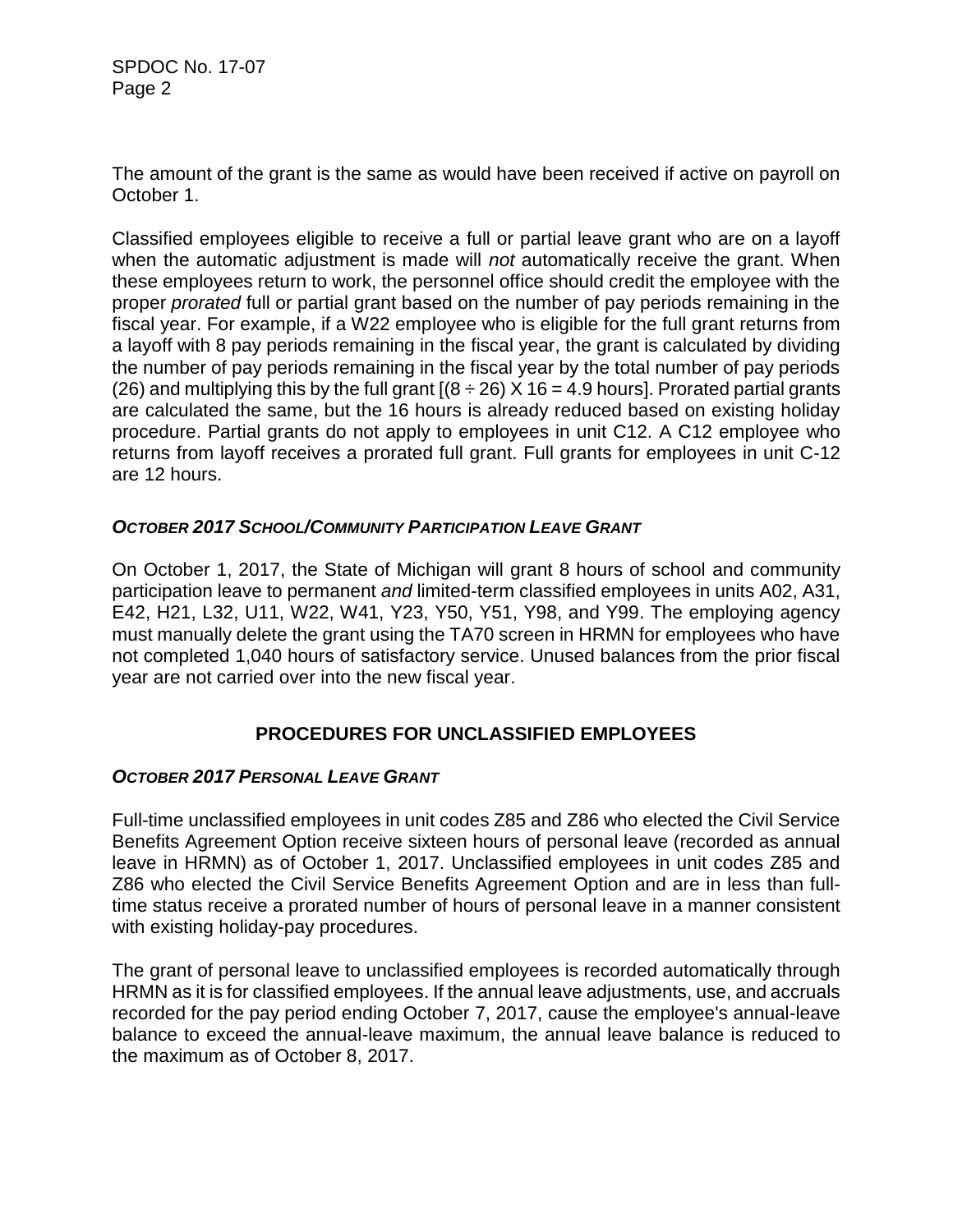The amount of the grant is the same as would have been received if active on payroll on October 1.

Classified employees eligible to receive a full or partial leave grant who are on a layoff when the automatic adjustment is made will *not* automatically receive the grant. When these employees return to work, the personnel office should credit the employee with the proper *prorated* full or partial grant based on the number of pay periods remaining in the fiscal year. For example, if a W22 employee who is eligible for the full grant returns from a layoff with 8 pay periods remaining in the fiscal year, the grant is calculated by dividing the number of pay periods remaining in the fiscal year by the total number of pay periods (26) and multiplying this by the full grant [$(8 \div 26) \times 16 = 4.9$ hours]. Prorated partial grants are calculated the same, but the 16 hours is already reduced based on existing holiday procedure. Partial grants do not apply to employees in unit C12. A C12 employee who returns from layoff receives a prorated full grant. Full grants for employees in unit C-12 are 12 hours.

### *OCTOBER 2017 SCHOOL/COMMUNITY PARTICIPATION LEAVE GRANT*

On October 1, 2017, the State of Michigan will grant 8 hours of school and community participation leave to permanent *and* limited-term classified employees in units A02, A31, E42, H21, L32, U11, W22, W41, Y23, Y50, Y51, Y98, and Y99. The employing agency must manually delete the grant using the TA70 screen in HRMN for employees who have not completed 1,040 hours of satisfactory service. Unused balances from the prior fiscal year are not carried over into the new fiscal year.

## PROCEDURES FOR UNCLASSIFIED EMPLOYEES

### *OCTOBER 2017 PERSONAL LEAVE GRANT*

Full-time unclassified employees in unit codes Z85 and Z86 who elected the Civil Service Benefits Agreement Option receive sixteen hours of personal leave (recorded as annual leave in HRMN) as of October 1, 2017. Unclassified employees in unit codes Z85 and Z86 who elected the Civil Service Benefits Agreement Option and are in less than full-time status receive a prorated number of hours of personal leave in a manner consistent with existing holiday-pay procedures.

The grant of personal leave to unclassified employees is recorded automatically through HRMN as it is for classified employees. If the annual leave adjustments, use, and accruals recorded for the pay period ending October 7, 2017, cause the employee's annual-leave balance to exceed the annual-leave maximum, the annual leave balance is reduced to the maximum as of October 8, 2017.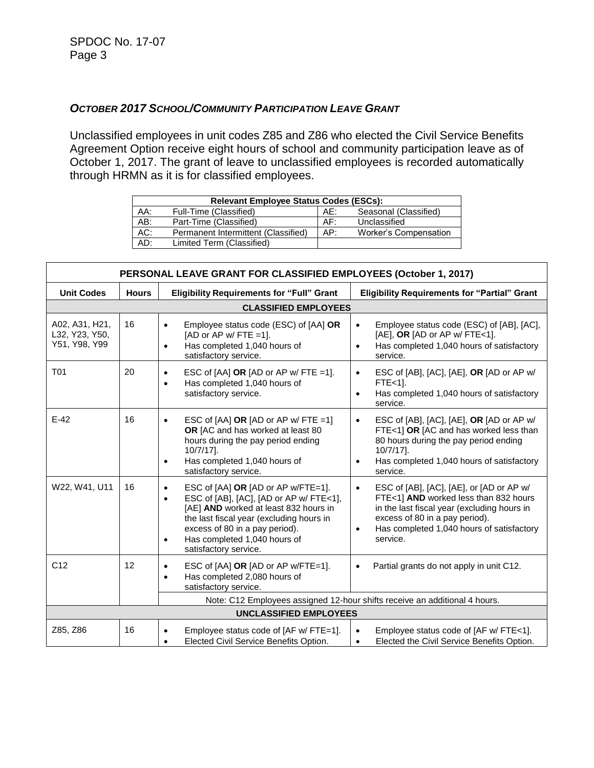### *OCTOBER 2017 SCHOOL/COMMUNITY PARTICIPATION LEAVE GRANT*

Unclassified employees in unit codes Z85 and Z86 who elected the Civil Service Benefits Agreement Option receive eight hours of school and community participation leave as of October 1, 2017. The grant of leave to unclassified employees is recorded automatically through HRMN as it is for classified employees.

| **Relevant Employee Status Codes (ESCs):** | | | |
|---|---|---|---|
| AA: | Full-Time (Classified) | AE: | Seasonal (Classified) |
| AB: | Part-Time (Classified) | AF: | Unclassified |
| AC: | Permanent Intermittent (Classified) | AP: | Worker's Compensation |
| AD: | Limited Term (Classified) | | |

| **PERSONAL LEAVE GRANT FOR CLASSIFIED EMPLOYEES (October 1, 2017)** | | | |
|---|---|---|---|
| **Unit Codes** | **Hours** | **Eligibility Requirements for "Full" Grant** | **Eligibility Requirements for "Partial" Grant** |
| **CLASSIFIED EMPLOYEES** | | | |
| A02, A31, H21, L32, Y23, Y50, Y51, Y98, Y99 | 16 | • Employee status code (ESC) of [AA] **OR** [AD or AP w/ FTE =1].<br>• Has completed 1,040 hours of satisfactory service. | • Employee status code (ESC) of [AB], [AC], [AE], **OR** [AD or AP w/ FTE<1].<br>• Has completed 1,040 hours of satisfactory service. |
| T01 | 20 | • ESC of [AA] **OR** [AD or AP w/ FTE =1].<br>• Has completed 1,040 hours of satisfactory service. | • ESC of [AB], [AC], [AE], **OR** [AD or AP w/ FTE<1].<br>• Has completed 1,040 hours of satisfactory service. |
| E-42 | 16 | • ESC of [AA] **OR** [AD or AP w/ FTE =1] **OR** [AC and has worked at least 80 hours during the pay period ending 10/7/17].<br>• Has completed 1,040 hours of satisfactory service. | • ESC of [AB], [AC], [AE], **OR** [AD or AP w/ FTE<1] **OR** [AC and has worked less than 80 hours during the pay period ending 10/7/17].<br>• Has completed 1,040 hours of satisfactory service. |
| W22, W41, U11 | 16 | • ESC of [AA] **OR** [AD or AP w/FTE=1].<br>• ESC of [AB], [AC], [AD or AP w/ FTE<1], [AE] **AND** worked at least 832 hours in the last fiscal year (excluding hours in excess of 80 in a pay period).<br>• Has completed 1,040 hours of satisfactory service. | • ESC of [AB], [AC], [AE], or [AD or AP w/ FTE<1] **AND** worked less than 832 hours in the last fiscal year (excluding hours in excess of 80 in a pay period).<br>• Has completed 1,040 hours of satisfactory service. |
| C12 | 12 | • ESC of [AA] **OR** [AD or AP w/FTE=1].<br>• Has completed 2,080 hours of satisfactory service. | • Partial grants do not apply in unit C12. |
| | | Note: C12 Employees assigned 12-hour shifts receive an additional 4 hours. | |
| **UNCLASSIFIED EMPLOYEES** | | | |
| Z85, Z86 | 16 | • Employee status code of [AF w/ FTE=1].<br>• Elected Civil Service Benefits Option. | • Employee status code of [AF w/ FTE<1].<br>• Elected the Civil Service Benefits Option. |